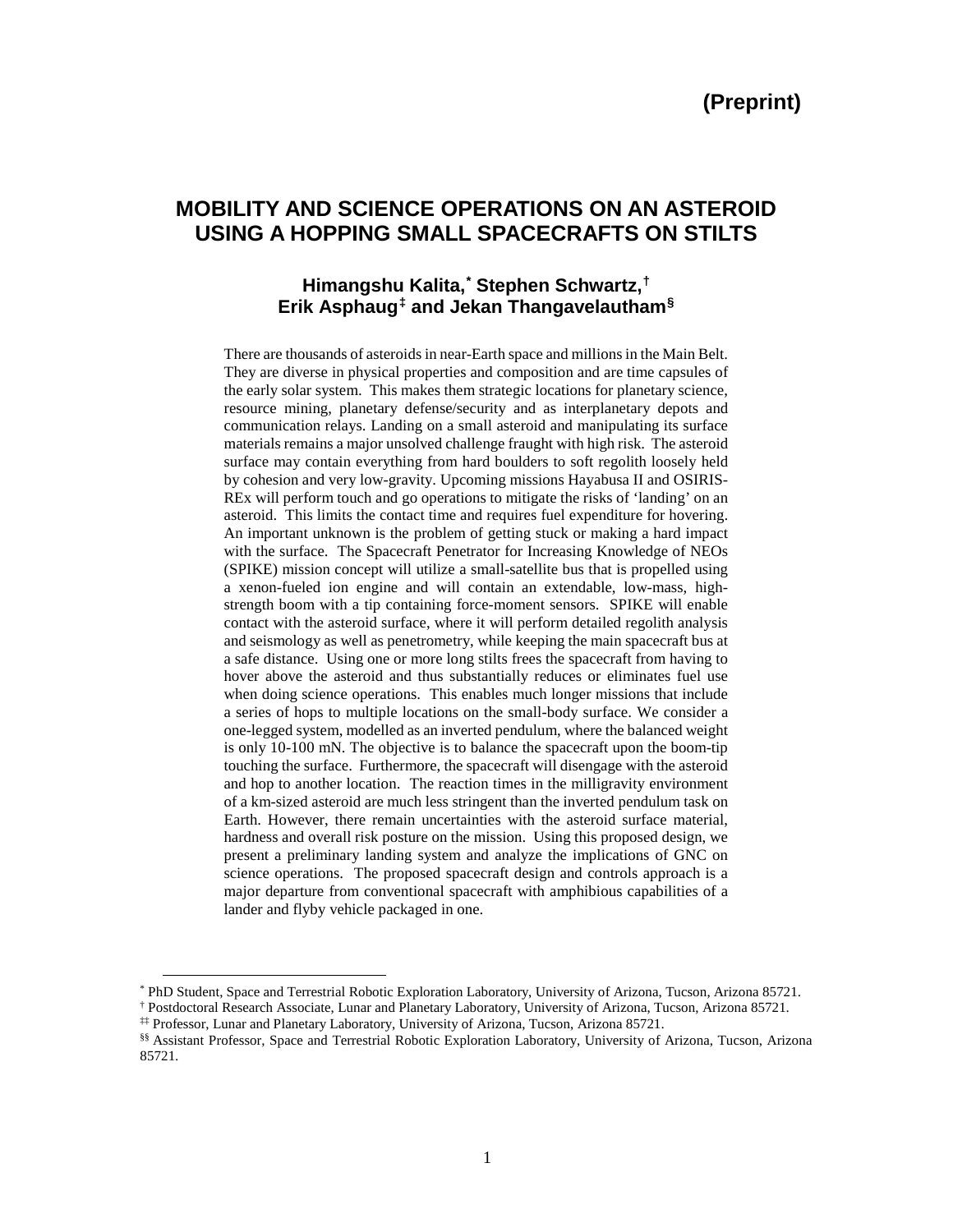**(Preprint)**

# MOBILITY AND SCIENCE OPERATIONS ON AN ASTEROID USING A HOPPING SMALL SPACECRAFTS ON STILTS

## Himangshu Kalita,[*] Stephen Schwartz,[†] Erik Asphaug[‡] and Jekan Thangavelautham[§]

There are thousands of asteroids in near-Earth space and millions in the Main Belt. They are diverse in physical properties and composition and are time capsules of the early solar system. This makes them strategic locations for planetary science, resource mining, planetary defense/security and as interplanetary depots and communication relays. Landing on a small asteroid and manipulating its surface materials remains a major unsolved challenge fraught with high risk. The asteroid surface may contain everything from hard boulders to soft regolith loosely held by cohesion and very low-gravity. Upcoming missions Hayabusa II and OSIRIS-REx will perform touch and go operations to mitigate the risks of 'landing' on an asteroid. This limits the contact time and requires fuel expenditure for hovering. An important unknown is the problem of getting stuck or making a hard impact with the surface. The Spacecraft Penetrator for Increasing Knowledge of NEOs (SPIKE) mission concept will utilize a small-satellite bus that is propelled using a xenon-fueled ion engine and will contain an extendable, low-mass, high-strength boom with a tip containing force-moment sensors. SPIKE will enable contact with the asteroid surface, where it will perform detailed regolith analysis and seismology as well as penetrometry, while keeping the main spacecraft bus at a safe distance. Using one or more long stilts frees the spacecraft from having to hover above the asteroid and thus substantially reduces or eliminates fuel use when doing science operations. This enables much longer missions that include a series of hops to multiple locations on the small-body surface. We consider a one-legged system, modelled as an inverted pendulum, where the balanced weight is only 10-100 mN. The objective is to balance the spacecraft upon the boom-tip touching the surface. Furthermore, the spacecraft will disengage with the asteroid and hop to another location. The reaction times in the milligravity environment of a km-sized asteroid are much less stringent than the inverted pendulum task on Earth. However, there remain uncertainties with the asteroid surface material, hardness and overall risk posture on the mission. Using this proposed design, we present a preliminary landing system and analyze the implications of GNC on science operations. The proposed spacecraft design and controls approach is a major departure from conventional spacecraft with amphibious capabilities of a lander and flyby vehicle packaged in one.

---

[*] PhD Student, Space and Terrestrial Robotic Exploration Laboratory, University of Arizona, Tucson, Arizona 85721.

[†] Postdoctoral Research Associate, Lunar and Planetary Laboratory, University of Arizona, Tucson, Arizona 85721.

[‡‡] Professor, Lunar and Planetary Laboratory, University of Arizona, Tucson, Arizona 85721.

[§§] Assistant Professor, Space and Terrestrial Robotic Exploration Laboratory, University of Arizona, Tucson, Arizona 85721.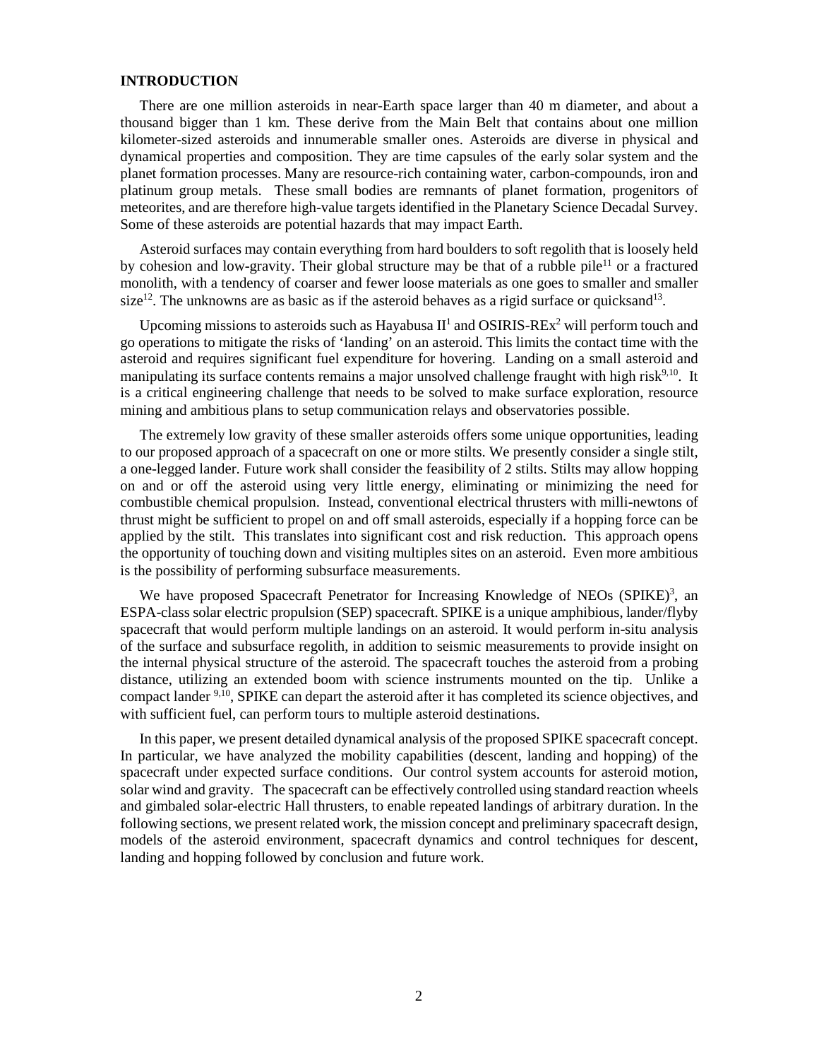## INTRODUCTION

There are one million asteroids in near-Earth space larger than 40 m diameter, and about a thousand bigger than 1 km. These derive from the Main Belt that contains about one million kilometer-sized asteroids and innumerable smaller ones. Asteroids are diverse in physical and dynamical properties and composition. They are time capsules of the early solar system and the planet formation processes. Many are resource-rich containing water, carbon-compounds, iron and platinum group metals. These small bodies are remnants of planet formation, progenitors of meteorites, and are therefore high-value targets identified in the Planetary Science Decadal Survey. Some of these asteroids are potential hazards that may impact Earth.

Asteroid surfaces may contain everything from hard boulders to soft regolith that is loosely held by cohesion and low-gravity. Their global structure may be that of a rubble pile[11] or a fractured monolith, with a tendency of coarser and fewer loose materials as one goes to smaller and smaller size[12]. The unknowns are as basic as if the asteroid behaves as a rigid surface or quicksand[13].

Upcoming missions to asteroids such as Hayabusa II[1] and OSIRIS-REx[2] will perform touch and go operations to mitigate the risks of 'landing' on an asteroid. This limits the contact time with the asteroid and requires significant fuel expenditure for hovering. Landing on a small asteroid and manipulating its surface contents remains a major unsolved challenge fraught with high risk[9,10]. It is a critical engineering challenge that needs to be solved to make surface exploration, resource mining and ambitious plans to setup communication relays and observatories possible.

The extremely low gravity of these smaller asteroids offers some unique opportunities, leading to our proposed approach of a spacecraft on one or more stilts. We presently consider a single stilt, a one-legged lander. Future work shall consider the feasibility of 2 stilts. Stilts may allow hopping on and or off the asteroid using very little energy, eliminating or minimizing the need for combustible chemical propulsion. Instead, conventional electrical thrusters with milli-newtons of thrust might be sufficient to propel on and off small asteroids, especially if a hopping force can be applied by the stilt. This translates into significant cost and risk reduction. This approach opens the opportunity of touching down and visiting multiples sites on an asteroid. Even more ambitious is the possibility of performing subsurface measurements.

We have proposed Spacecraft Penetrator for Increasing Knowledge of NEOs (SPIKE)[3], an ESPA-class solar electric propulsion (SEP) spacecraft. SPIKE is a unique amphibious, lander/flyby spacecraft that would perform multiple landings on an asteroid. It would perform in-situ analysis of the surface and subsurface regolith, in addition to seismic measurements to provide insight on the internal physical structure of the asteroid. The spacecraft touches the asteroid from a probing distance, utilizing an extended boom with science instruments mounted on the tip. Unlike a compact lander [9,10], SPIKE can depart the asteroid after it has completed its science objectives, and with sufficient fuel, can perform tours to multiple asteroid destinations.

In this paper, we present detailed dynamical analysis of the proposed SPIKE spacecraft concept. In particular, we have analyzed the mobility capabilities (descent, landing and hopping) of the spacecraft under expected surface conditions. Our control system accounts for asteroid motion, solar wind and gravity. The spacecraft can be effectively controlled using standard reaction wheels and gimbaled solar-electric Hall thrusters, to enable repeated landings of arbitrary duration. In the following sections, we present related work, the mission concept and preliminary spacecraft design, models of the asteroid environment, spacecraft dynamics and control techniques for descent, landing and hopping followed by conclusion and future work.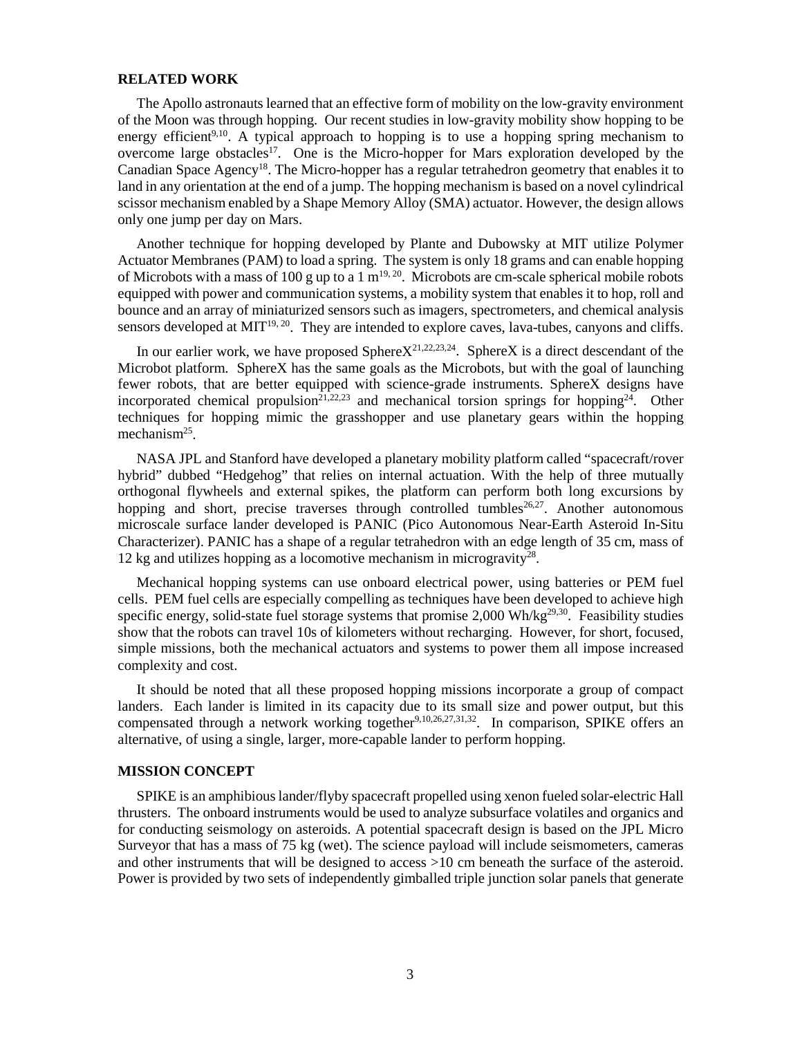## RELATED WORK

The Apollo astronauts learned that an effective form of mobility on the low-gravity environment of the Moon was through hopping. Our recent studies in low-gravity mobility show hopping to be energy efficient[9,10]. A typical approach to hopping is to use a hopping spring mechanism to overcome large obstacles[17]. One is the Micro-hopper for Mars exploration developed by the Canadian Space Agency[18]. The Micro-hopper has a regular tetrahedron geometry that enables it to land in any orientation at the end of a jump. The hopping mechanism is based on a novel cylindrical scissor mechanism enabled by a Shape Memory Alloy (SMA) actuator. However, the design allows only one jump per day on Mars.

Another technique for hopping developed by Plante and Dubowsky at MIT utilize Polymer Actuator Membranes (PAM) to load a spring. The system is only 18 grams and can enable hopping of Microbots with a mass of 100 g up to a 1 m[19, 20]. Microbots are cm-scale spherical mobile robots equipped with power and communication systems, a mobility system that enables it to hop, roll and bounce and an array of miniaturized sensors such as imagers, spectrometers, and chemical analysis sensors developed at MIT[19, 20]. They are intended to explore caves, lava-tubes, canyons and cliffs.

In our earlier work, we have proposed SphereX[21,22,23,24]. SphereX is a direct descendant of the Microbot platform. SphereX has the same goals as the Microbots, but with the goal of launching fewer robots, that are better equipped with science-grade instruments. SphereX designs have incorporated chemical propulsion[21,22,23] and mechanical torsion springs for hopping[24]. Other techniques for hopping mimic the grasshopper and use planetary gears within the hopping mechanism[25].

NASA JPL and Stanford have developed a planetary mobility platform called "spacecraft/rover hybrid" dubbed "Hedgehog" that relies on internal actuation. With the help of three mutually orthogonal flywheels and external spikes, the platform can perform both long excursions by hopping and short, precise traverses through controlled tumbles[26,27]. Another autonomous microscale surface lander developed is PANIC (Pico Autonomous Near-Earth Asteroid In-Situ Characterizer). PANIC has a shape of a regular tetrahedron with an edge length of 35 cm, mass of 12 kg and utilizes hopping as a locomotive mechanism in microgravity[28].

Mechanical hopping systems can use onboard electrical power, using batteries or PEM fuel cells. PEM fuel cells are especially compelling as techniques have been developed to achieve high specific energy, solid-state fuel storage systems that promise 2,000 Wh/kg[29,30]. Feasibility studies show that the robots can travel 10s of kilometers without recharging. However, for short, focused, simple missions, both the mechanical actuators and systems to power them all impose increased complexity and cost.

It should be noted that all these proposed hopping missions incorporate a group of compact landers. Each lander is limited in its capacity due to its small size and power output, but this compensated through a network working together[9,10,26,27,31,32]. In comparison, SPIKE offers an alternative, of using a single, larger, more-capable lander to perform hopping.

## MISSION CONCEPT

SPIKE is an amphibious lander/flyby spacecraft propelled using xenon fueled solar-electric Hall thrusters. The onboard instruments would be used to analyze subsurface volatiles and organics and for conducting seismology on asteroids. A potential spacecraft design is based on the JPL Micro Surveyor that has a mass of 75 kg (wet). The science payload will include seismometers, cameras and other instruments that will be designed to access >10 cm beneath the surface of the asteroid. Power is provided by two sets of independently gimballed triple junction solar panels that generate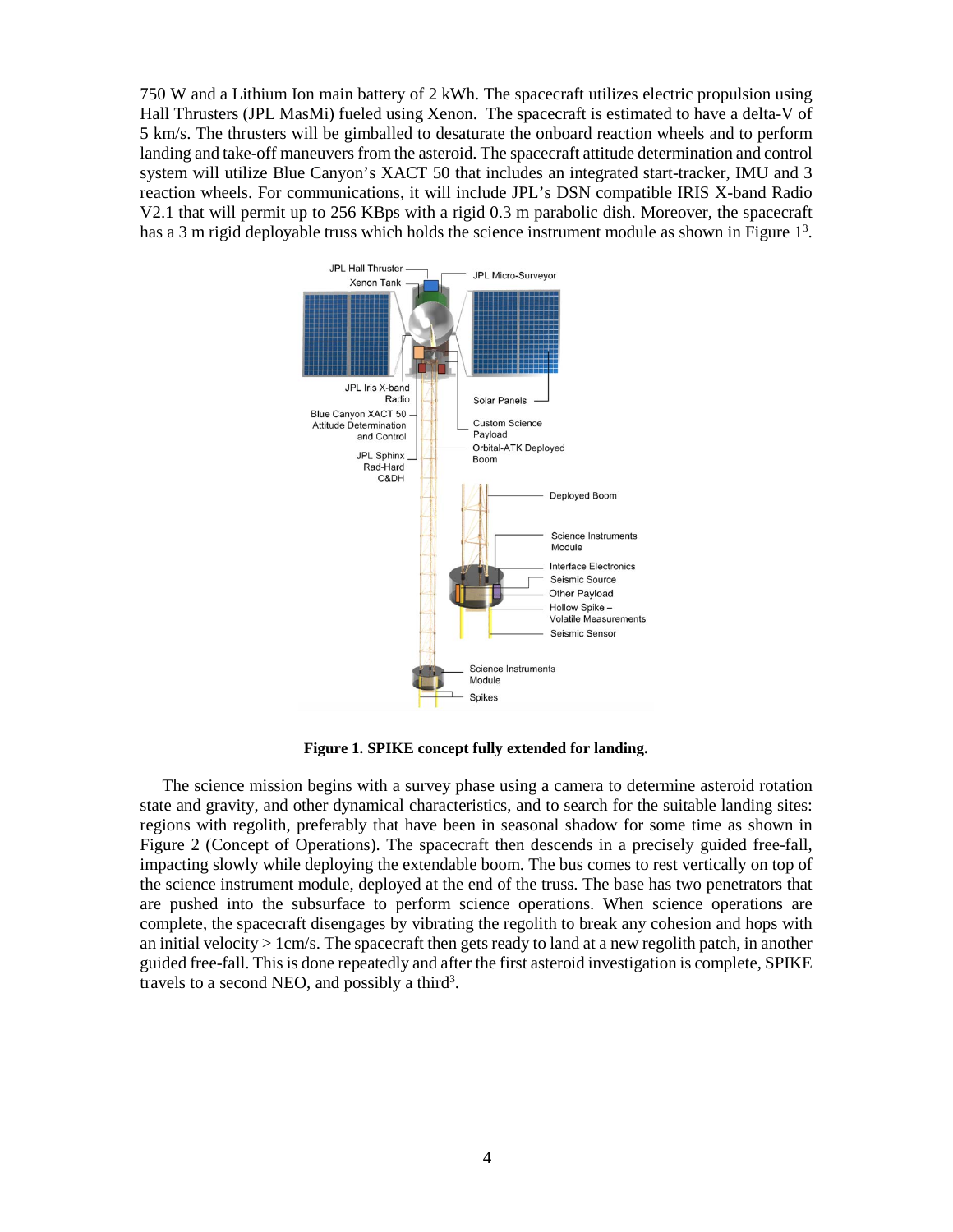750 W and a Lithium Ion main battery of 2 kWh. The spacecraft utilizes electric propulsion using Hall Thrusters (JPL MasMi) fueled using Xenon. The spacecraft is estimated to have a delta-V of 5 km/s. The thrusters will be gimballed to desaturate the onboard reaction wheels and to perform landing and take-off maneuvers from the asteroid. The spacecraft attitude determination and control system will utilize Blue Canyon's XACT 50 that includes an integrated start-tracker, IMU and 3 reaction wheels. For communications, it will include JPL's DSN compatible IRIS X-band Radio V2.1 that will permit up to 256 KBps with a rigid 0.3 m parabolic dish. Moreover, the spacecraft has a 3 m rigid deployable truss which holds the science instrument module as shown in Figure 1[3].

**Figure 1. SPIKE concept fully extended for landing.**

The science mission begins with a survey phase using a camera to determine asteroid rotation state and gravity, and other dynamical characteristics, and to search for the suitable landing sites: regions with regolith, preferably that have been in seasonal shadow for some time as shown in Figure 2 (Concept of Operations). The spacecraft then descends in a precisely guided free-fall, impacting slowly while deploying the extendable boom. The bus comes to rest vertically on top of the science instrument module, deployed at the end of the truss. The base has two penetrators that are pushed into the subsurface to perform science operations. When science operations are complete, the spacecraft disengages by vibrating the regolith to break any cohesion and hops with an initial velocity > 1cm/s. The spacecraft then gets ready to land at a new regolith patch, in another guided free-fall. This is done repeatedly and after the first asteroid investigation is complete, SPIKE travels to a second NEO, and possibly a third[3].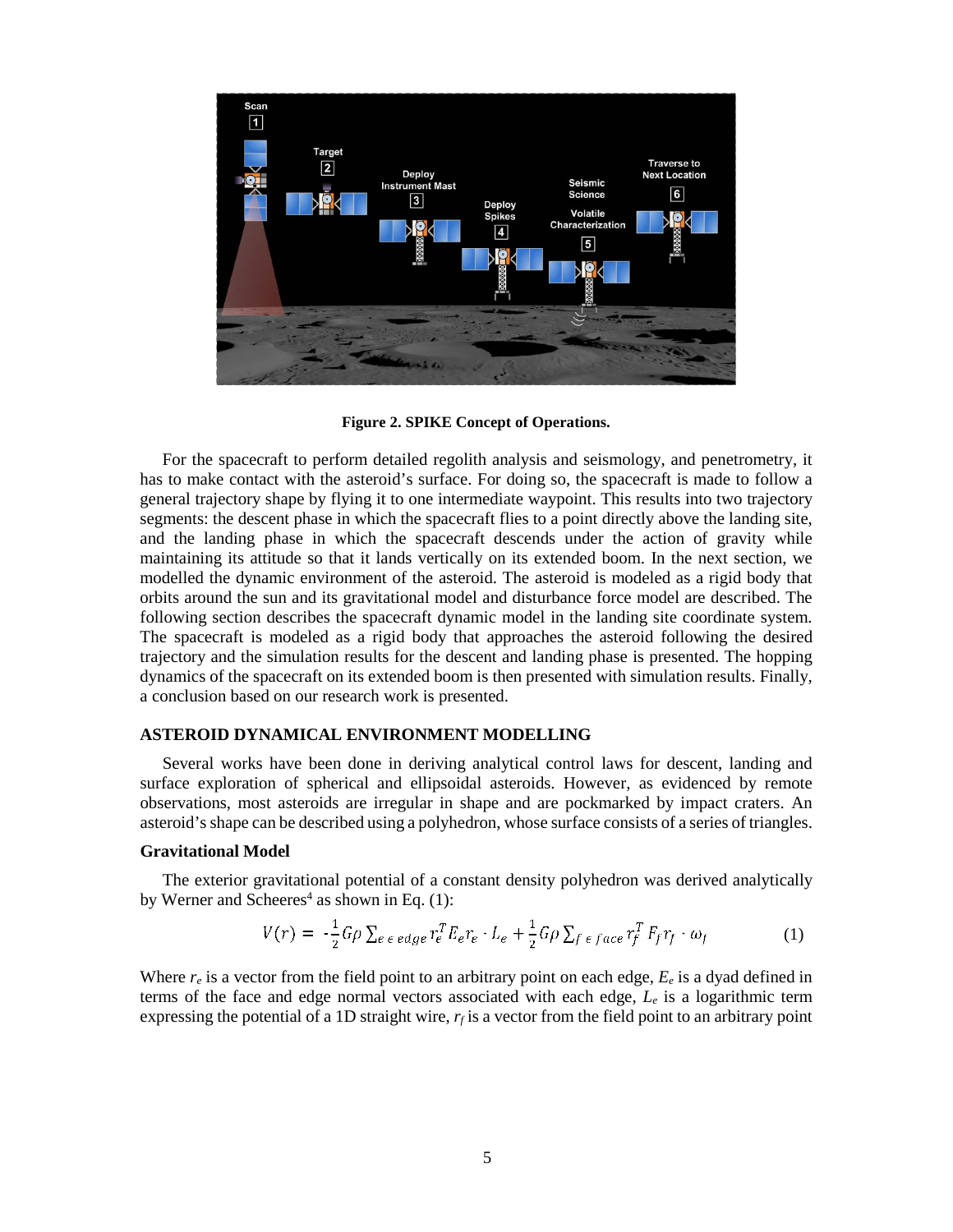**Figure 2. SPIKE Concept of Operations.**

For the spacecraft to perform detailed regolith analysis and seismology, and penetrometry, it has to make contact with the asteroid's surface. For doing so, the spacecraft is made to follow a general trajectory shape by flying it to one intermediate waypoint. This results into two trajectory segments: the descent phase in which the spacecraft flies to a point directly above the landing site, and the landing phase in which the spacecraft descends under the action of gravity while maintaining its attitude so that it lands vertically on its extended boom. In the next section, we modelled the dynamic environment of the asteroid. The asteroid is modeled as a rigid body that orbits around the sun and its gravitational model and disturbance force model are described. The following section describes the spacecraft dynamic model in the landing site coordinate system. The spacecraft is modeled as a rigid body that approaches the asteroid following the desired trajectory and the simulation results for the descent and landing phase is presented. The hopping dynamics of the spacecraft on its extended boom is then presented with simulation results. Finally, a conclusion based on our research work is presented.

## ASTEROID DYNAMICAL ENVIRONMENT MODELLING

Several works have been done in deriving analytical control laws for descent, landing and surface exploration of spherical and ellipsoidal asteroids. However, as evidenced by remote observations, most asteroids are irregular in shape and are pockmarked by impact craters. An asteroid's shape can be described using a polyhedron, whose surface consists of a series of triangles.

### Gravitational Model

The exterior gravitational potential of a constant density polyhedron was derived analytically by Werner and Scheeres[4] as shown in Eq. (1):

$$V(r) = -\frac{1}{2}G\rho \sum_{e \in edge} r_e^T E_e r_e \cdot L_e + \frac{1}{2}G\rho \sum_{f \in face} r_f^T F_f r_f \cdot \omega_f \tag{1}$$

Where $r_e$ is a vector from the field point to an arbitrary point on each edge, $E_e$ is a dyad defined in terms of the face and edge normal vectors associated with each edge, $L_e$ is a logarithmic term expressing the potential of a 1D straight wire, $r_f$ is a vector from the field point to an arbitrary point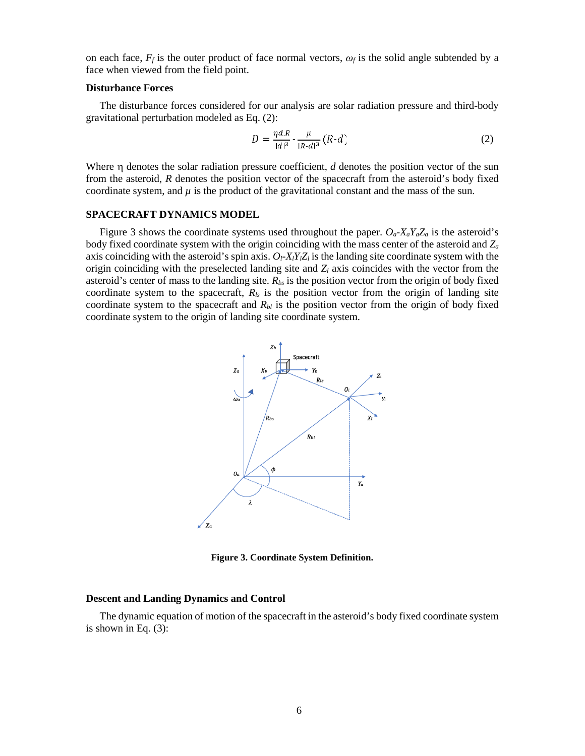on each face, $F_f$ is the outer product of face normal vectors, $\omega_f$ is the solid angle subtended by a face when viewed from the field point.

### Disturbance Forces

The disturbance forces considered for our analysis are solar radiation pressure and third-body gravitational perturbation modeled as Eq. (2):

$$D = \frac{\eta d.R}{|d|^3} - \frac{\mu}{|R-d|^3}(R-d) \tag{2}$$

Where η denotes the solar radiation pressure coefficient, *d* denotes the position vector of the sun from the asteroid, *R* denotes the position vector of the spacecraft from the asteroid's body fixed coordinate system, and $\mu$ is the product of the gravitational constant and the mass of the sun.

## SPACECRAFT DYNAMICS MODEL

Figure 3 shows the coordinate systems used throughout the paper. $O_a$-$X_aY_aZ_a$ is the asteroid's body fixed coordinate system with the origin coinciding with the mass center of the asteroid and $Z_a$ axis coinciding with the asteroid's spin axis. $O_l$-$X_lY_lZ_l$ is the landing site coordinate system with the origin coinciding with the preselected landing site and $Z_l$ axis coincides with the vector from the asteroid's center of mass to the landing site. $R_{bs}$ is the position vector from the origin of body fixed coordinate system to the spacecraft, $R_{ls}$ is the position vector from the origin of landing site coordinate system to the spacecraft and $R_{bl}$ is the position vector from the origin of body fixed coordinate system to the origin of landing site coordinate system.

**Figure 3. Coordinate System Definition.**

### Descent and Landing Dynamics and Control

The dynamic equation of motion of the spacecraft in the asteroid's body fixed coordinate system is shown in Eq. (3):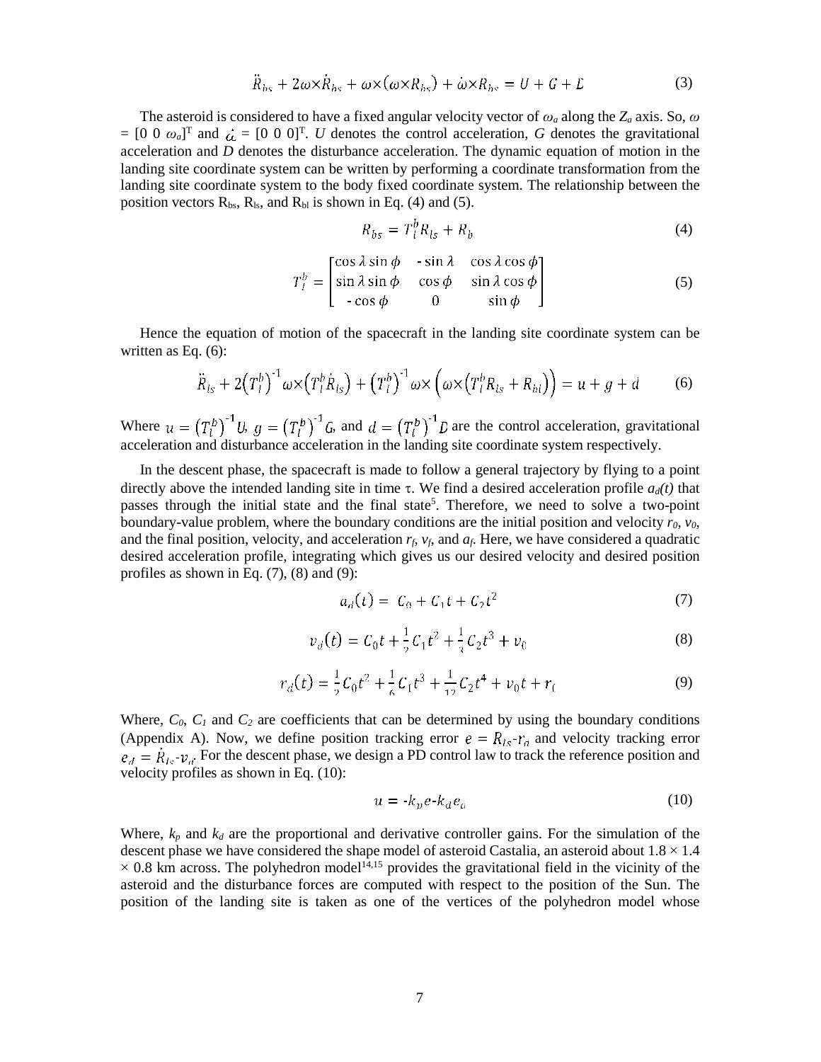$$\ddot{R}_{bs} + 2\omega\times\dot{R}_{bs} + \omega\times(\omega\times R_{bs}) + \dot{\omega}\times R_{bs} = U + G + D \tag{3}$$

The asteroid is considered to have a fixed angular velocity vector of $\omega_a$ along the $Z_a$ axis. So, $\omega = [0\ 0\ \omega_a]^T$ and $\dot{\omega} = [0\ 0\ 0]^T$. *U* denotes the control acceleration, *G* denotes the gravitational acceleration and *D* denotes the disturbance acceleration. The dynamic equation of motion in the landing site coordinate system can be written by performing a coordinate transformation from the landing site coordinate system to the body fixed coordinate system. The relationship between the position vectors $R_{bs}$, $R_{ls}$, and $R_{bl}$ is shown in Eq. (4) and (5).

$$R_{bs} = T_l^b R_{ls} + R_b \tag{4}$$

$$T_l^b = \begin{bmatrix} \cos\lambda\sin\phi & -\sin\lambda & \cos\lambda\cos\phi \\ \sin\lambda\sin\phi & \cos\phi & \sin\lambda\cos\phi \\ -\cos\phi & 0 & \sin\phi \end{bmatrix} \tag{5}$$

Hence the equation of motion of the spacecraft in the landing site coordinate system can be written as Eq. (6):

$$\ddot{R}_{ls} + 2\left(T_l^b\right)^{-1}\omega\times\left(T_l^b\dot{R}_{ls}\right) + \left(T_l^b\right)^{-1}\omega\times\left(\omega\times\left(T_l^b R_{ls} + R_{bl}\right)\right) = u + g + d \tag{6}$$

Where $u = \left(T_l^b\right)^{-1}U$, $g = \left(T_l^b\right)^{-1}G$, and $d = \left(T_l^b\right)^{-1}D$ are the control acceleration, gravitational acceleration and disturbance acceleration in the landing site coordinate system respectively.

In the descent phase, the spacecraft is made to follow a general trajectory by flying to a point directly above the intended landing site in time $\tau$. We find a desired acceleration profile $a_d(t)$ that passes through the initial state and the final state[5]. Therefore, we need to solve a two-point boundary-value problem, where the boundary conditions are the initial position and velocity $r_0$, $v_0$, and the final position, velocity, and acceleration $r_f$, $v_f$, and $a_f$. Here, we have considered a quadratic desired acceleration profile, integrating which gives us our desired velocity and desired position profiles as shown in Eq. (7), (8) and (9):

$$a_d(t) = C_0 + C_1 t + C_2 t^2 \tag{7}$$

$$v_d(t) = C_0 t + \frac{1}{2}C_1 t^2 + \frac{1}{3}C_2 t^3 + v_0 \tag{8}$$

$$r_d(t) = \frac{1}{2}C_0 t^2 + \frac{1}{6}C_1 t^3 + \frac{1}{12}C_2 t^4 + v_0 t + r_0 \tag{9}$$

Where, $C_0$, $C_1$ and $C_2$ are coefficients that can be determined by using the boundary conditions (Appendix A). Now, we define position tracking error $e = R_{ls}\text{-}r_d$ and velocity tracking error $e_d = \dot{R}_{ls}\text{-}v_d$. For the descent phase, we design a PD control law to track the reference position and velocity profiles as shown in Eq. (10):

$$u = -k_p e - k_d e_d \tag{10}$$

Where, $k_p$ and $k_d$ are the proportional and derivative controller gains. For the simulation of the descent phase we have considered the shape model of asteroid Castalia, an asteroid about $1.8 \times 1.4 \times 0.8$ km across. The polyhedron model[14,15] provides the gravitational field in the vicinity of the asteroid and the disturbance forces are computed with respect to the position of the Sun. The position of the landing site is taken as one of the vertices of the polyhedron model whose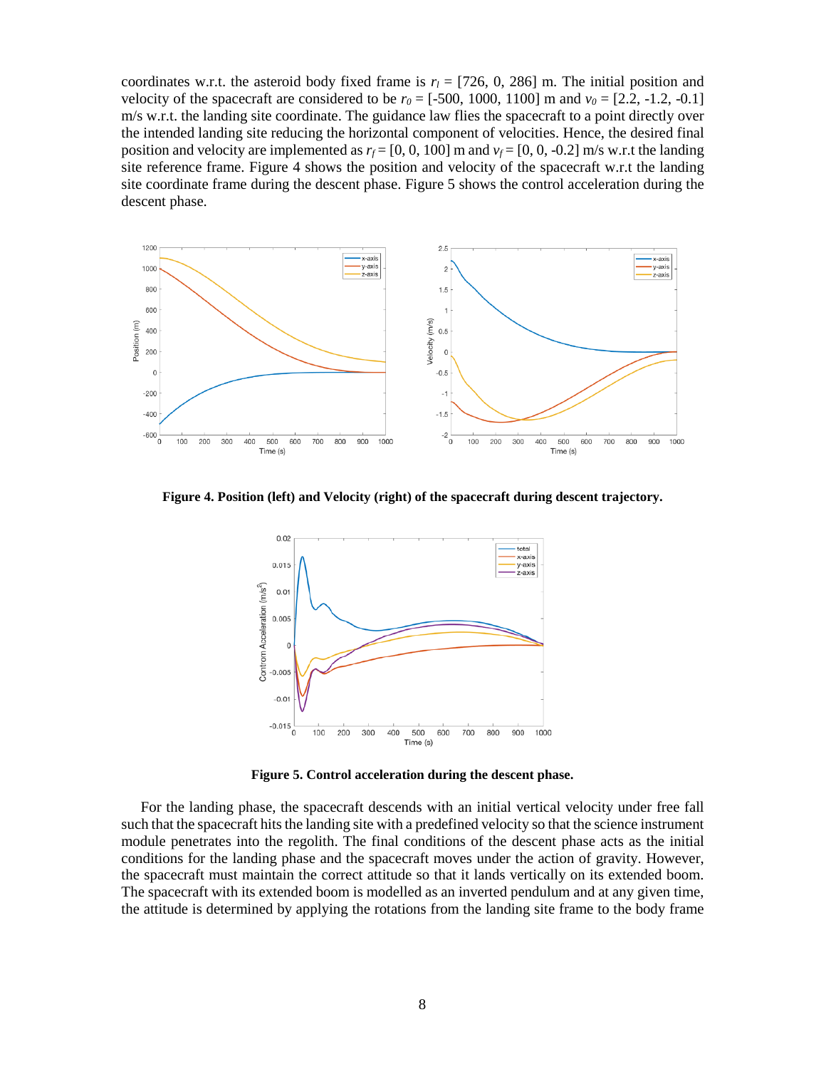coordinates w.r.t. the asteroid body fixed frame is $r_l$ = [726, 0, 286] m. The initial position and velocity of the spacecraft are considered to be $r_0$ = [-500, 1000, 1100] m and $v_0$ = [2.2, -1.2, -0.1] m/s w.r.t. the landing site coordinate. The guidance law flies the spacecraft to a point directly over the intended landing site reducing the horizontal component of velocities. Hence, the desired final position and velocity are implemented as $r_f$ = [0, 0, 100] m and $v_f$ = [0, 0, -0.2] m/s w.r.t the landing site reference frame. Figure 4 shows the position and velocity of the spacecraft w.r.t the landing site coordinate frame during the descent phase. Figure 5 shows the control acceleration during the descent phase.

**Figure 4. Position (left) and Velocity (right) of the spacecraft during descent trajectory.**

**Figure 5. Control acceleration during the descent phase.**

For the landing phase, the spacecraft descends with an initial vertical velocity under free fall such that the spacecraft hits the landing site with a predefined velocity so that the science instrument module penetrates into the regolith. The final conditions of the descent phase acts as the initial conditions for the landing phase and the spacecraft moves under the action of gravity. However, the spacecraft must maintain the correct attitude so that it lands vertically on its extended boom. The spacecraft with its extended boom is modelled as an inverted pendulum and at any given time, the attitude is determined by applying the rotations from the landing site frame to the body frame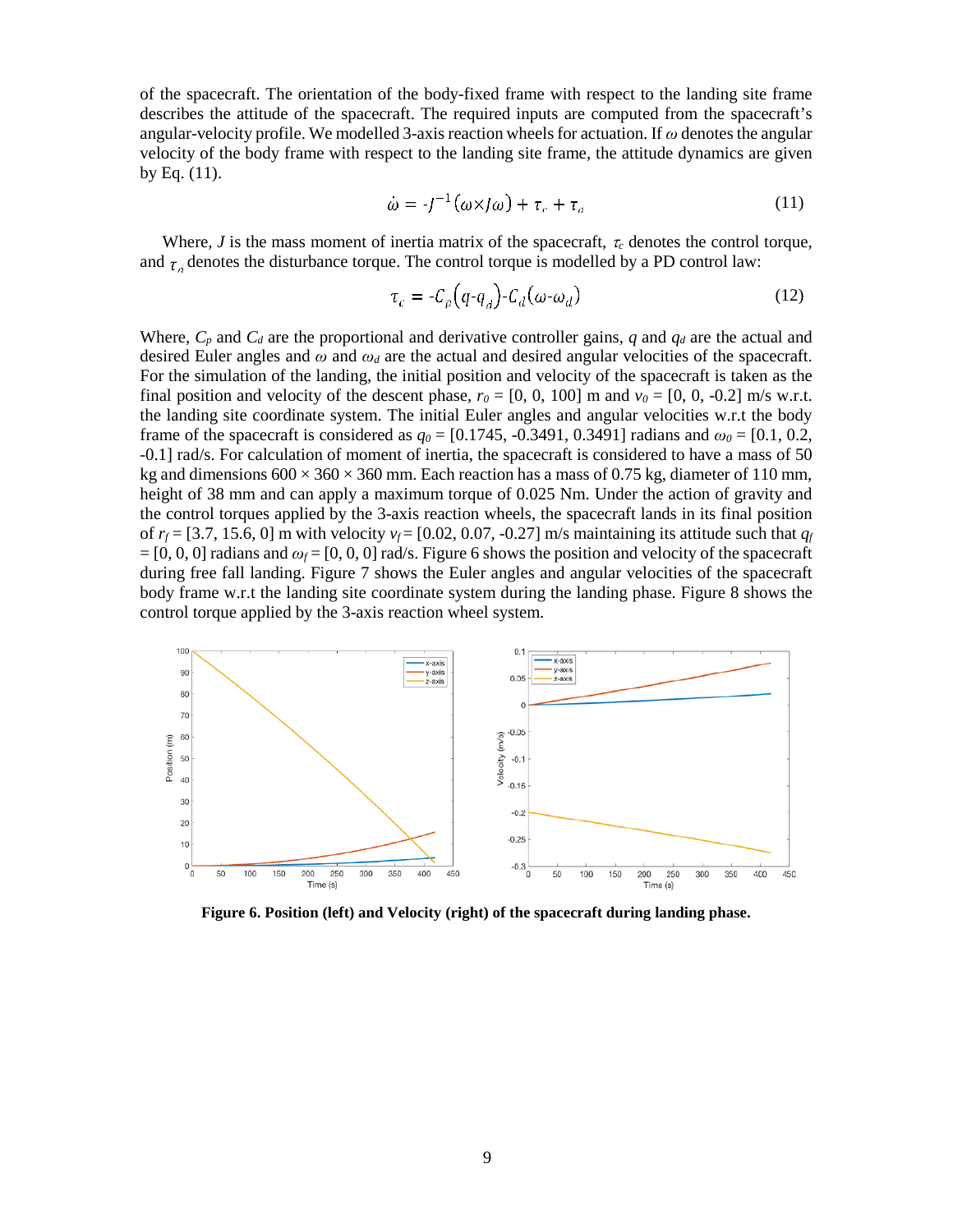of the spacecraft. The orientation of the body-fixed frame with respect to the landing site frame describes the attitude of the spacecraft. The required inputs are computed from the spacecraft's angular-velocity profile. We modelled 3-axis reaction wheels for actuation. If $\omega$ denotes the angular velocity of the body frame with respect to the landing site frame, the attitude dynamics are given by Eq. (11).

$$\dot{\omega} = -J^{-1}(\omega \times J\omega) + \tau_c + \tau_d \tag{11}$$

Where, $J$ is the mass moment of inertia matrix of the spacecraft, $\tau_c$ denotes the control torque, and $\tau_d$ denotes the disturbance torque. The control torque is modelled by a PD control law:

$$\tau_c = -C_p(q - q_d) - C_d(\omega - \omega_d) \tag{12}$$

Where, $C_p$ and $C_d$ are the proportional and derivative controller gains, $q$ and $q_d$ are the actual and desired Euler angles and $\omega$ and $\omega_d$ are the actual and desired angular velocities of the spacecraft. For the simulation of the landing, the initial position and velocity of the spacecraft is taken as the final position and velocity of the descent phase, $r_0$ = [0, 0, 100] m and $v_0$ = [0, 0, -0.2] m/s w.r.t. the landing site coordinate system. The initial Euler angles and angular velocities w.r.t the body frame of the spacecraft is considered as $q_0$ = [0.1745, -0.3491, 0.3491] radians and $\omega_0$ = [0.1, 0.2, -0.1] rad/s. For calculation of moment of inertia, the spacecraft is considered to have a mass of 50 kg and dimensions 600 × 360 × 360 mm. Each reaction has a mass of 0.75 kg, diameter of 110 mm, height of 38 mm and can apply a maximum torque of 0.025 Nm. Under the action of gravity and the control torques applied by the 3-axis reaction wheels, the spacecraft lands in its final position of $r_f$ = [3.7, 15.6, 0] m with velocity $v_f$ = [0.02, 0.07, -0.27] m/s maintaining its attitude such that $q_f$ = [0, 0, 0] radians and $\omega_f$ = [0, 0, 0] rad/s. Figure 6 shows the position and velocity of the spacecraft during free fall landing. Figure 7 shows the Euler angles and angular velocities of the spacecraft body frame w.r.t the landing site coordinate system during the landing phase. Figure 8 shows the control torque applied by the 3-axis reaction wheel system.

**Figure 6. Position (left) and Velocity (right) of the spacecraft during landing phase.**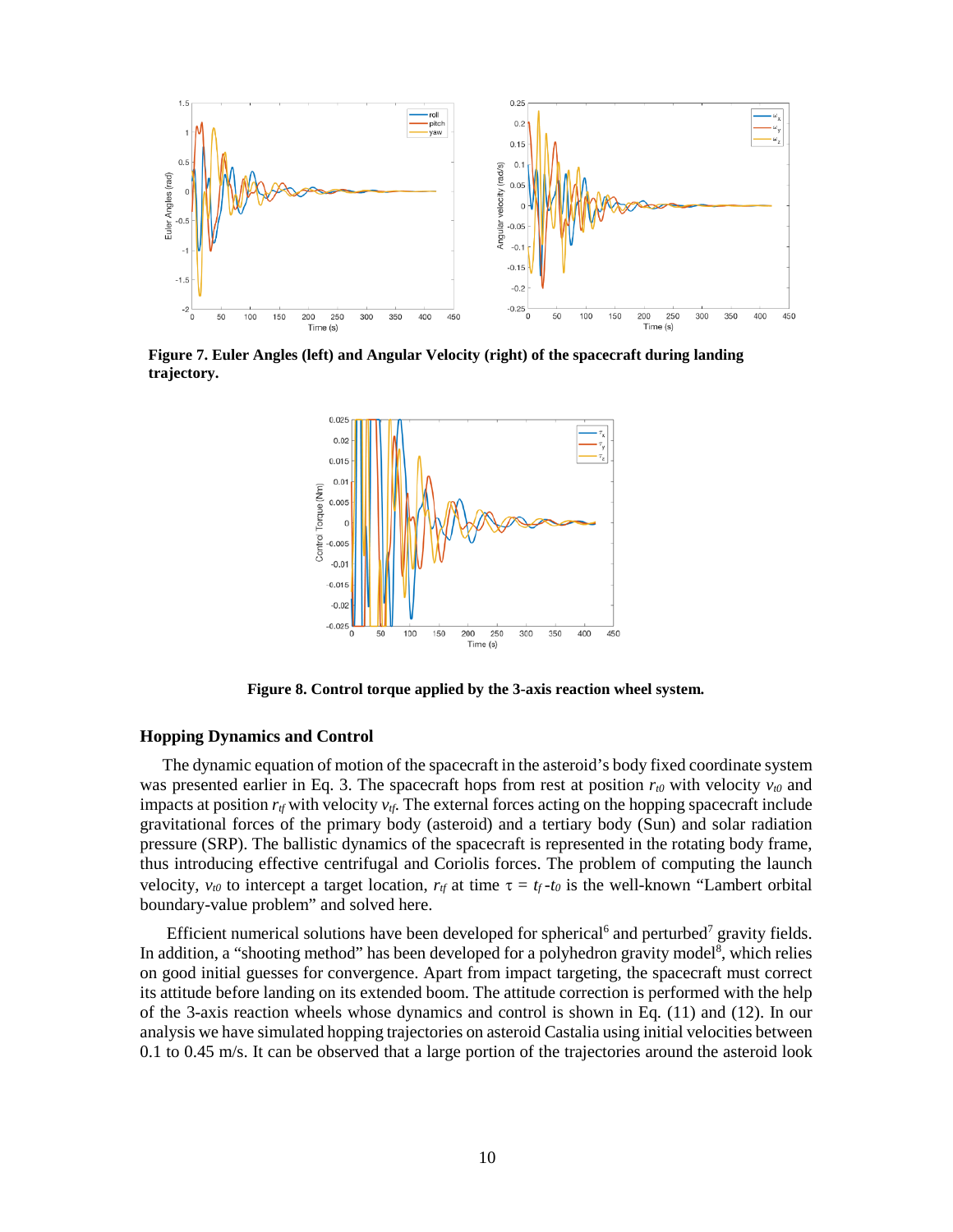**Figure 7. Euler Angles (left) and Angular Velocity (right) of the spacecraft during landing trajectory.**

**Figure 8. Control torque applied by the 3-axis reaction wheel system.**

### Hopping Dynamics and Control

The dynamic equation of motion of the spacecraft in the asteroid's body fixed coordinate system was presented earlier in Eq. 3. The spacecraft hops from rest at position $r_{t0}$ with velocity $v_{t0}$ and impacts at position $r_{tf}$ with velocity $v_{tf}$. The external forces acting on the hopping spacecraft include gravitational forces of the primary body (asteroid) and a tertiary body (Sun) and solar radiation pressure (SRP). The ballistic dynamics of the spacecraft is represented in the rotating body frame, thus introducing effective centrifugal and Coriolis forces. The problem of computing the launch velocity, $v_{t0}$ to intercept a target location, $r_{tf}$ at time $\tau = t_f - t_0$ is the well-known "Lambert orbital boundary-value problem" and solved here.

Efficient numerical solutions have been developed for spherical[6] and perturbed[7] gravity fields. In addition, a "shooting method" has been developed for a polyhedron gravity model[8], which relies on good initial guesses for convergence. Apart from impact targeting, the spacecraft must correct its attitude before landing on its extended boom. The attitude correction is performed with the help of the 3-axis reaction wheels whose dynamics and control is shown in Eq. (11) and (12). In our analysis we have simulated hopping trajectories on asteroid Castalia using initial velocities between 0.1 to 0.45 m/s. It can be observed that a large portion of the trajectories around the asteroid look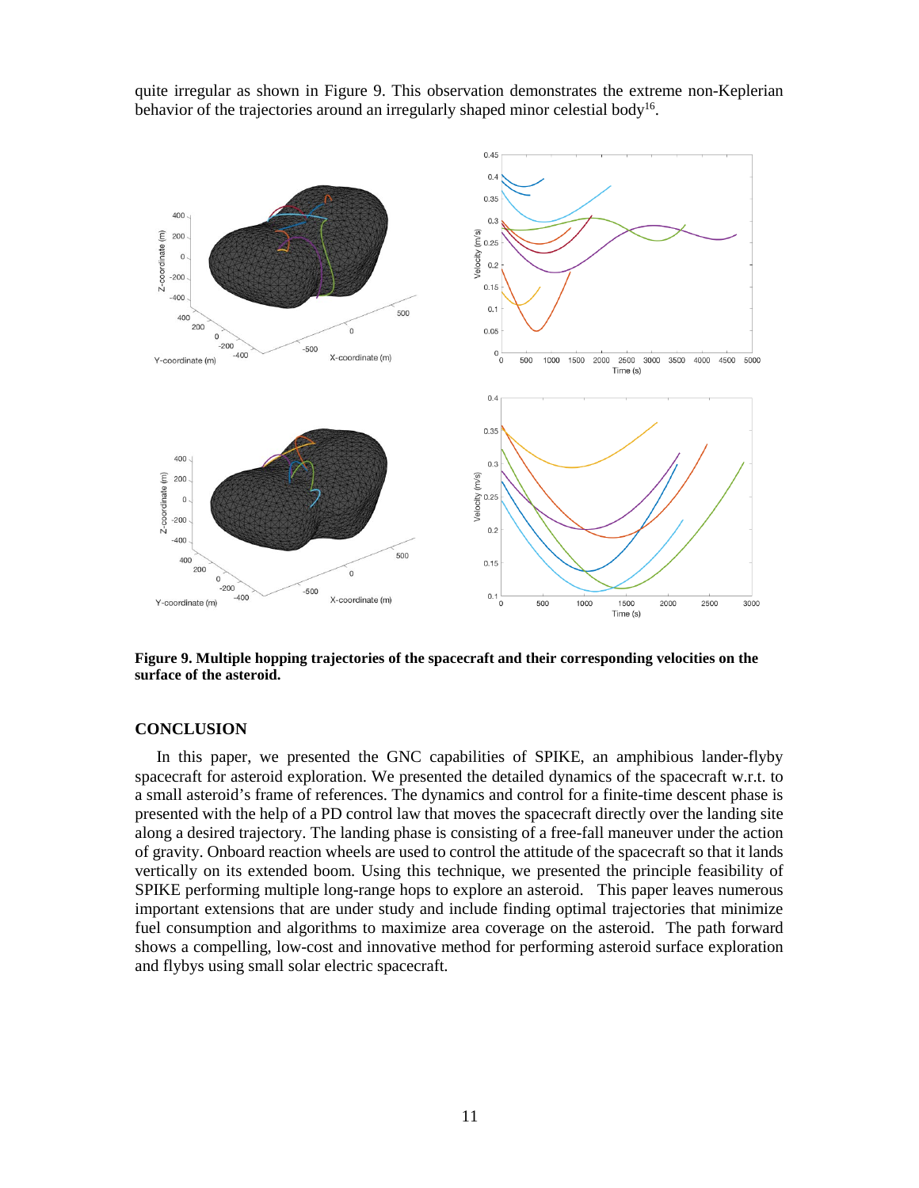quite irregular as shown in Figure 9. This observation demonstrates the extreme non-Keplerian behavior of the trajectories around an irregularly shaped minor celestial body[16].

**Figure 9. Multiple hopping trajectories of the spacecraft and their corresponding velocities on the surface of the asteroid.**

## CONCLUSION

In this paper, we presented the GNC capabilities of SPIKE, an amphibious lander-flyby spacecraft for asteroid exploration. We presented the detailed dynamics of the spacecraft w.r.t. to a small asteroid's frame of references. The dynamics and control for a finite-time descent phase is presented with the help of a PD control law that moves the spacecraft directly over the landing site along a desired trajectory. The landing phase is consisting of a free-fall maneuver under the action of gravity. Onboard reaction wheels are used to control the attitude of the spacecraft so that it lands vertically on its extended boom. Using this technique, we presented the principle feasibility of SPIKE performing multiple long-range hops to explore an asteroid. This paper leaves numerous important extensions that are under study and include finding optimal trajectories that minimize fuel consumption and algorithms to maximize area coverage on the asteroid. The path forward shows a compelling, low-cost and innovative method for performing asteroid surface exploration and flybys using small solar electric spacecraft.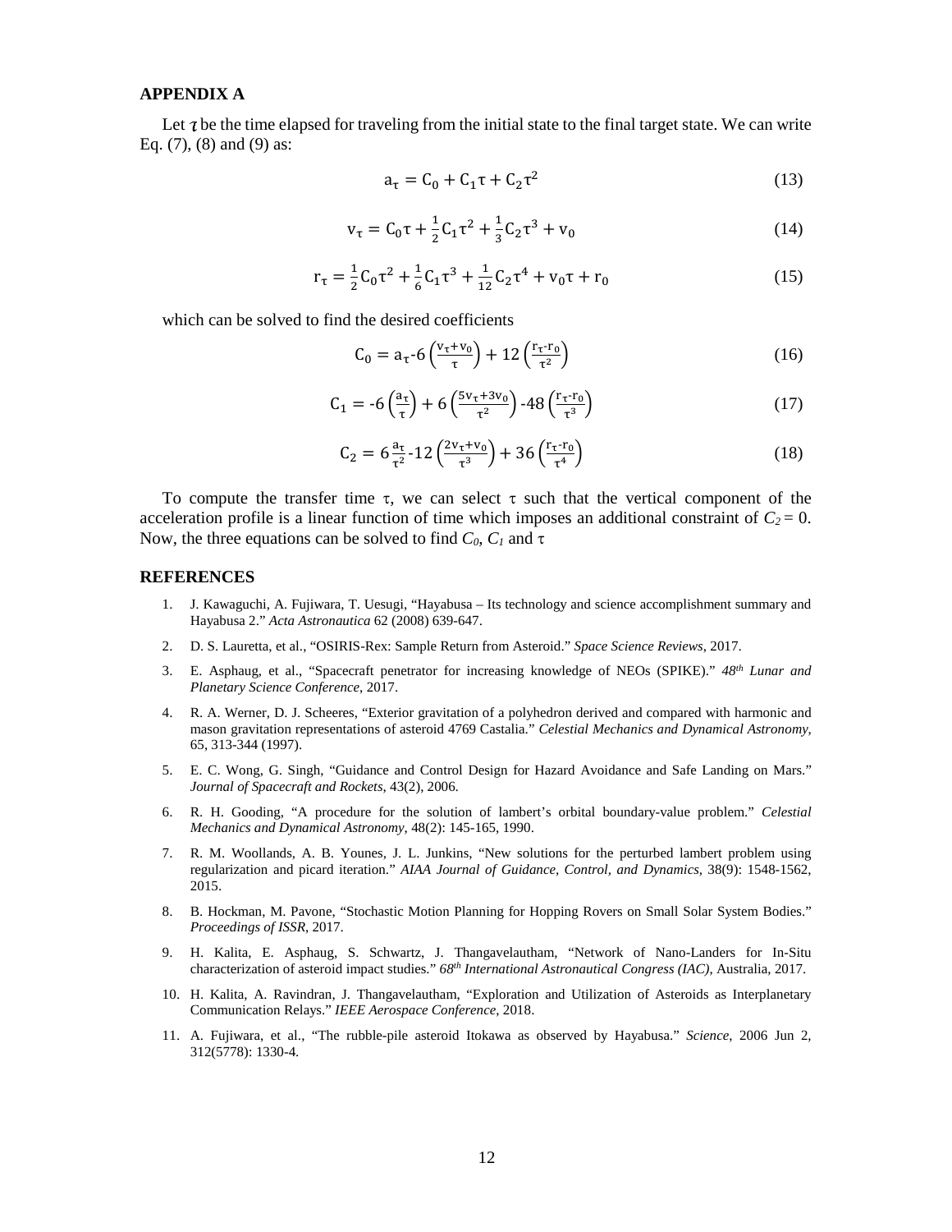## APPENDIX A

Let $\tau$ be the time elapsed for traveling from the initial state to the final target state. We can write Eq. (7), (8) and (9) as:

$$\mathrm{a}_\tau = \mathrm{C}_0 + \mathrm{C}_1\tau + \mathrm{C}_2\tau^2 \tag{13}$$

$$\mathrm{v}_\tau = \mathrm{C}_0\tau + \frac{1}{2}\mathrm{C}_1\tau^2 + \frac{1}{3}\mathrm{C}_2\tau^3 + \mathrm{v}_0 \tag{14}$$

$$\mathrm{r}_\tau = \frac{1}{2}\mathrm{C}_0\tau^2 + \frac{1}{6}\mathrm{C}_1\tau^3 + \frac{1}{12}\mathrm{C}_2\tau^4 + \mathrm{v}_0\tau + \mathrm{r}_0 \tag{15}$$

which can be solved to find the desired coefficients

$$\mathrm{C}_0 = \mathrm{a}_\tau - 6\left(\frac{\mathrm{v}_\tau + \mathrm{v}_0}{\tau}\right) + 12\left(\frac{\mathrm{r}_\tau - \mathrm{r}_0}{\tau^2}\right) \tag{16}$$

$$\mathrm{C}_1 = -6\left(\frac{\mathrm{a}_\tau}{\tau}\right) + 6\left(\frac{5\mathrm{v}_\tau + 3\mathrm{v}_0}{\tau^2}\right) - 48\left(\frac{\mathrm{r}_\tau - \mathrm{r}_0}{\tau^3}\right) \tag{17}$$

$$\mathrm{C}_2 = 6\frac{\mathrm{a}_\tau}{\tau^2} - 12\left(\frac{2\mathrm{v}_\tau + \mathrm{v}_0}{\tau^3}\right) + 36\left(\frac{\mathrm{r}_\tau - \mathrm{r}_0}{\tau^4}\right) \tag{18}$$

To compute the transfer time $\tau$, we can select $\tau$ such that the vertical component of the acceleration profile is a linear function of time which imposes an additional constraint of $C_2 = 0$. Now, the three equations can be solved to find $C_0$, $C_1$ and $\tau$

## REFERENCES

1. J. Kawaguchi, A. Fujiwara, T. Uesugi, "Hayabusa – Its technology and science accomplishment summary and Hayabusa 2." *Acta Astronautica* 62 (2008) 639-647.
2. D. S. Lauretta, et al., "OSIRIS-Rex: Sample Return from Asteroid." *Space Science Reviews*, 2017.
3. E. Asphaug, et al., "Spacecraft penetrator for increasing knowledge of NEOs (SPIKE)." *48th Lunar and Planetary Science Conference*, 2017.
4. R. A. Werner, D. J. Scheeres, "Exterior gravitation of a polyhedron derived and compared with harmonic and mason gravitation representations of asteroid 4769 Castalia." *Celestial Mechanics and Dynamical Astronomy*, 65, 313-344 (1997).
5. E. C. Wong, G. Singh, "Guidance and Control Design for Hazard Avoidance and Safe Landing on Mars." *Journal of Spacecraft and Rockets*, 43(2), 2006.
6. R. H. Gooding, "A procedure for the solution of lambert's orbital boundary-value problem." *Celestial Mechanics and Dynamical Astronomy*, 48(2): 145-165, 1990.
7. R. M. Woollands, A. B. Younes, J. L. Junkins, "New solutions for the perturbed lambert problem using regularization and picard iteration." *AIAA Journal of Guidance, Control, and Dynamics*, 38(9): 1548-1562, 2015.
8. B. Hockman, M. Pavone, "Stochastic Motion Planning for Hopping Rovers on Small Solar System Bodies." *Proceedings of ISSR*, 2017.
9. H. Kalita, E. Asphaug, S. Schwartz, J. Thangavelautham, "Network of Nano-Landers for In-Situ characterization of asteroid impact studies." *68th International Astronautical Congress (IAC)*, Australia, 2017.
10. H. Kalita, A. Ravindran, J. Thangavelautham, "Exploration and Utilization of Asteroids as Interplanetary Communication Relays." *IEEE Aerospace Conference*, 2018.
11. A. Fujiwara, et al., "The rubble-pile asteroid Itokawa as observed by Hayabusa." *Science*, 2006 Jun 2, 312(5778): 1330-4.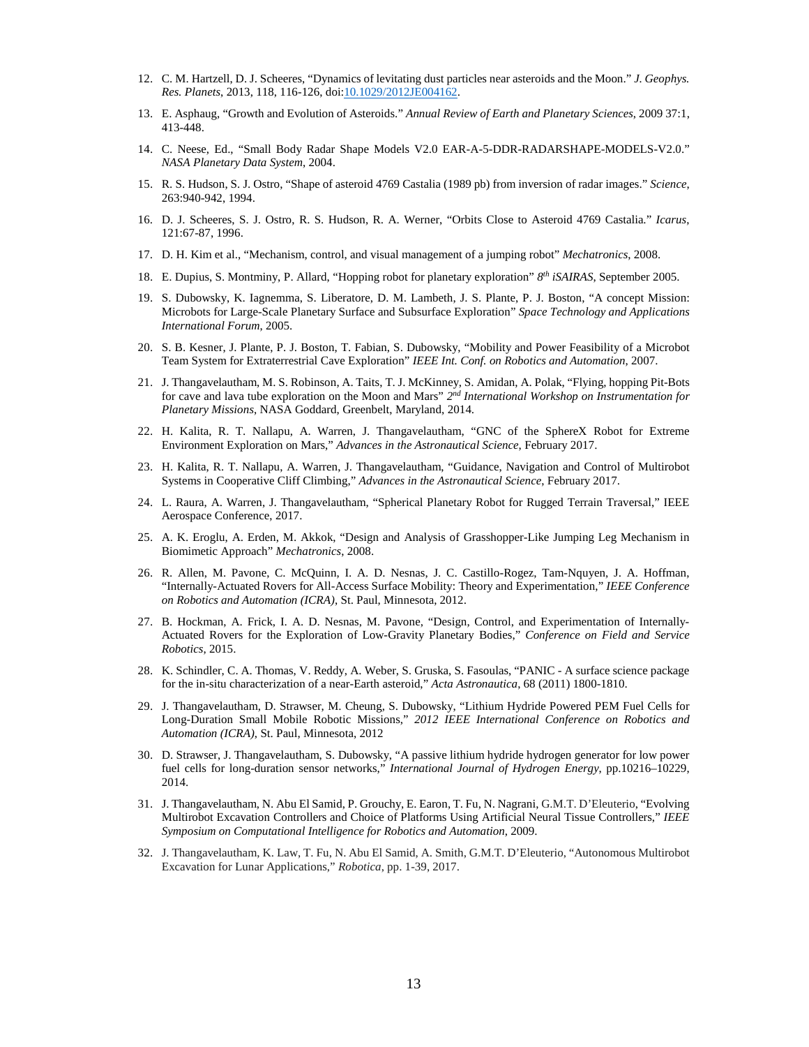12. C. M. Hartzell, D. J. Scheeres, “Dynamics of levitating dust particles near asteroids and the Moon.” *J. Geophys. Res. Planets*, 2013, 118, 116-126, doi:10.1029/2012JE004162.

13. E. Asphaug, “Growth and Evolution of Asteroids.” *Annual Review of Earth and Planetary Sciences*, 2009 37:1, 413-448.

14. C. Neese, Ed., “Small Body Radar Shape Models V2.0 EAR-A-5-DDR-RADARSHAPE-MODELS-V2.0.” *NASA Planetary Data System*, 2004.

15. R. S. Hudson, S. J. Ostro, “Shape of asteroid 4769 Castalia (1989 pb) from inversion of radar images.” *Science*, 263:940-942, 1994.

16. D. J. Scheeres, S. J. Ostro, R. S. Hudson, R. A. Werner, “Orbits Close to Asteroid 4769 Castalia.” *Icarus*, 121:67-87, 1996.

17. D. H. Kim et al., “Mechanism, control, and visual management of a jumping robot” *Mechatronics*, 2008.

18. E. Dupius, S. Montminy, P. Allard, “Hopping robot for planetary exploration” *8th iSAIRAS*, September 2005.

19. S. Dubowsky, K. Iagnemma, S. Liberatore, D. M. Lambeth, J. S. Plante, P. J. Boston, “A concept Mission: Microbots for Large-Scale Planetary Surface and Subsurface Exploration” *Space Technology and Applications International Forum*, 2005.

20. S. B. Kesner, J. Plante, P. J. Boston, T. Fabian, S. Dubowsky, “Mobility and Power Feasibility of a Microbot Team System for Extraterrestrial Cave Exploration” *IEEE Int. Conf. on Robotics and Automation*, 2007.

21. J. Thangavelautham, M. S. Robinson, A. Taits, T. J. McKinney, S. Amidan, A. Polak, “Flying, hopping Pit-Bots for cave and lava tube exploration on the Moon and Mars” *2nd International Workshop on Instrumentation for Planetary Missions*, NASA Goddard, Greenbelt, Maryland, 2014.

22. H. Kalita, R. T. Nallapu, A. Warren, J. Thangavelautham, “GNC of the SphereX Robot for Extreme Environment Exploration on Mars,” *Advances in the Astronautical Science*, February 2017.

23. H. Kalita, R. T. Nallapu, A. Warren, J. Thangavelautham, “Guidance, Navigation and Control of Multirobot Systems in Cooperative Cliff Climbing,” *Advances in the Astronautical Science*, February 2017.

24. L. Raura, A. Warren, J. Thangavelautham, “Spherical Planetary Robot for Rugged Terrain Traversal,” IEEE Aerospace Conference, 2017.

25. A. K. Eroglu, A. Erden, M. Akkok, “Design and Analysis of Grasshopper-Like Jumping Leg Mechanism in Biomimetic Approach” *Mechatronics*, 2008.

26. R. Allen, M. Pavone, C. McQuinn, I. A. D. Nesnas, J. C. Castillo-Rogez, Tam-Nquyen, J. A. Hoffman, “Internally-Actuated Rovers for All-Access Surface Mobility: Theory and Experimentation,” *IEEE Conference on Robotics and Automation (ICRA)*, St. Paul, Minnesota, 2012.

27. B. Hockman, A. Frick, I. A. D. Nesnas, M. Pavone, “Design, Control, and Experimentation of Internally-Actuated Rovers for the Exploration of Low-Gravity Planetary Bodies,” *Conference on Field and Service Robotics*, 2015.

28. K. Schindler, C. A. Thomas, V. Reddy, A. Weber, S. Gruska, S. Fasoulas, “PANIC - A surface science package for the in-situ characterization of a near-Earth asteroid,” *Acta Astronautica*, 68 (2011) 1800-1810.

29. J. Thangavelautham, D. Strawser, M. Cheung, S. Dubowsky, “Lithium Hydride Powered PEM Fuel Cells for Long-Duration Small Mobile Robotic Missions,” *2012 IEEE International Conference on Robotics and Automation (ICRA)*, St. Paul, Minnesota, 2012

30. D. Strawser, J. Thangavelautham, S. Dubowsky, “A passive lithium hydride hydrogen generator for low power fuel cells for long-duration sensor networks,” *International Journal of Hydrogen Energy*, pp.10216–10229, 2014.

31. J. Thangavelautham, N. Abu El Samid, P. Grouchy, E. Earon, T. Fu, N. Nagrani, G.M.T. D'Eleuterio, “Evolving Multirobot Excavation Controllers and Choice of Platforms Using Artificial Neural Tissue Controllers,” *IEEE Symposium on Computational Intelligence for Robotics and Automation*, 2009.

32. J. Thangavelautham, K. Law, T. Fu, N. Abu El Samid, A. Smith, G.M.T. D'Eleuterio, “Autonomous Multirobot Excavation for Lunar Applications,” *Robotica*, pp. 1-39, 2017.